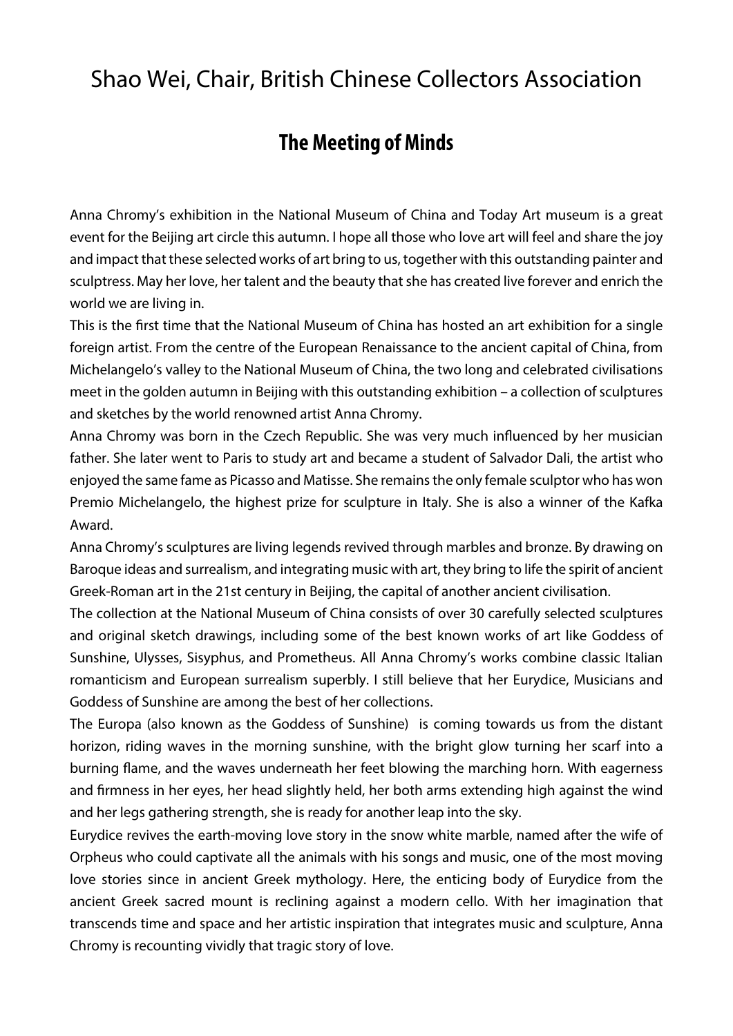# Shao Wei, Chair, British Chinese Collectors Association

## The Meeting of Minds

Anna Chromy's exhibition in the National Museum of China and Today Art museum is a great event for the Beijing art circle this autumn. I hope all those who love art will feel and share the joy and impact that these selected works of art bring to us, together with this outstanding painter and sculptress. May her love, her talent and the beauty that she has created live forever and enrich the world we are living in.

This is the first time that the National Museum of China has hosted an art exhibition for a single foreign artist. From the centre of the European Renaissance to the ancient capital of China, from Michelangelo's valley to the National Museum of China, the two long and celebrated civilisations meet in the golden autumn in Beijing with this outstanding exhibition – a collection of sculptures and sketches by the world renowned artist Anna Chromy.

Anna Chromy was born in the Czech Republic. She was very much influenced by her musician father. She later went to Paris to study art and became a student of Salvador Dali, the artist who enjoyed the same fame as Picasso and Matisse. She remains the only female sculptor who has won Premio Michelangelo, the highest prize for sculpture in Italy. She is also a winner of the Kafka Award.

Anna Chromy's sculptures are living legends revived through marbles and bronze. By drawing on Baroque ideas and surrealism, and integrating music with art, they bring to life the spirit of ancient Greek-Roman art in the 21st century in Beijing, the capital of another ancient civilisation.

The collection at the National Museum of China consists of over 30 carefully selected sculptures and original sketch drawings, including some of the best known works of art like Goddess of Sunshine, Ulysses, Sisyphus, and Prometheus. All Anna Chromy's works combine classic Italian romanticism and European surrealism superbly. I still believe that her Eurydice, Musicians and Goddess of Sunshine are among the best of her collections.

The Europa (also known as the Goddess of Sunshine) is coming towards us from the distant horizon, riding waves in the morning sunshine, with the bright glow turning her scarf into a burning flame, and the waves underneath her feet blowing the marching horn. With eagerness and firmness in her eyes, her head slightly held, her both arms extending high against the wind and her legs gathering strength, she is ready for another leap into the sky.

Eurydice revives the earth-moving love story in the snow white marble, named after the wife of Orpheus who could captivate all the animals with his songs and music, one of the most moving love stories since in ancient Greek mythology. Here, the enticing body of Eurydice from the ancient Greek sacred mount is reclining against a modern cello. With her imagination that transcends time and space and her artistic inspiration that integrates music and sculpture, Anna Chromy is recounting vividly that tragic story of love.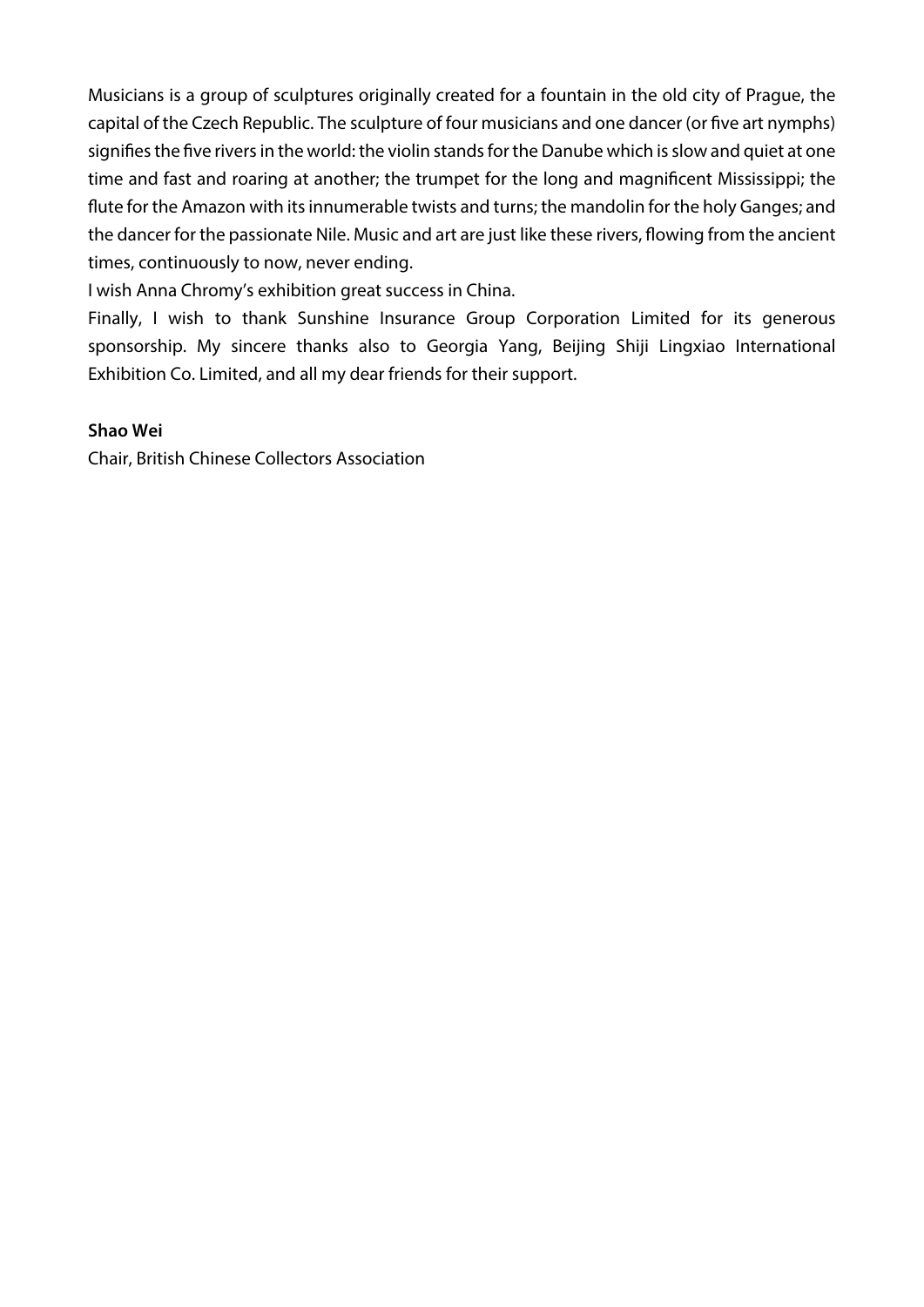Musicians is a group of sculptures originally created for a fountain in the old city of Prague, the capital of the Czech Republic. The sculpture of four musicians and one dancer (or five art nymphs) signifies the five rivers in the world: the violin stands for the Danube which is slow and quiet at one time and fast and roaring at another; the trumpet for the long and magnificent Mississippi; the flute for the Amazon with its innumerable twists and turns; the mandolin for the holy Ganges; and the dancer for the passionate Nile. Music and art are just like these rivers, flowing from the ancient times, continuously to now, never ending.

I wish Anna Chromy's exhibition great success in China.

Finally, I wish to thank Sunshine Insurance Group Corporation Limited for its generous sponsorship. My sincere thanks also to Georgia Yang, Beijing Shiji Lingxiao International Exhibition Co. Limited, and all my dear friends for their support.

**Shao Wei**

Chair, British Chinese Collectors Association